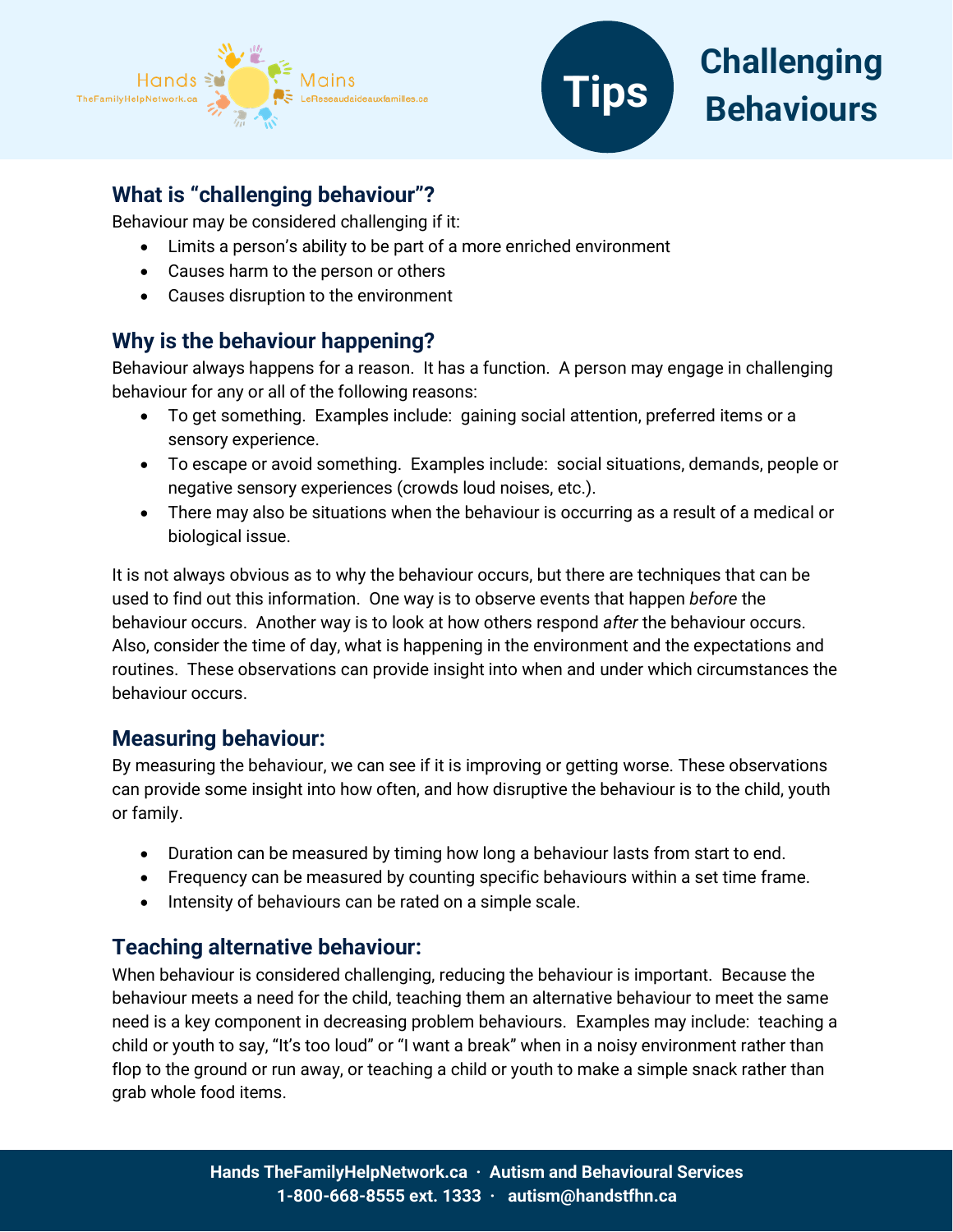# Tips Challenging Behaviours

## What is "challenging behaviour"?

Behaviour may be considered challenging if it:

- Limits a person's ability to be part of a more enriched environment
- Causes harm to the person or others
- Causes disruption to the environment

## Why is the behaviour happening?

Behaviour always happens for a reason. It has a function. A person may engage in challenging behaviour for any or all of the following reasons:

- To get something. Examples include: gaining social attention, preferred items or a sensory experience.
- To escape or avoid something. Examples include: social situations, demands, people or negative sensory experiences (crowds loud noises, etc.).
- There may also be situations when the behaviour is occurring as a result of a medical or biological issue.

It is not always obvious as to why the behaviour occurs, but there are techniques that can be used to find out this information. One way is to observe events that happen *before* the behaviour occurs. Another way is to look at how others respond *after* the behaviour occurs. Also, consider the time of day, what is happening in the environment and the expectations and routines. These observations can provide insight into when and under which circumstances the behaviour occurs.

## Measuring behaviour:

By measuring the behaviour, we can see if it is improving or getting worse. These observations can provide some insight into how often, and how disruptive the behaviour is to the child, youth or family.

- Duration can be measured by timing how long a behaviour lasts from start to end.
- Frequency can be measured by counting specific behaviours within a set time frame.
- Intensity of behaviours can be rated on a simple scale.

## Teaching alternative behaviour:

When behaviour is considered challenging, reducing the behaviour is important. Because the behaviour meets a need for the child, teaching them an alternative behaviour to meet the same need is a key component in decreasing problem behaviours. Examples may include: teaching a child or youth to say, "It's too loud" or "I want a break" when in a noisy environment rather than flop to the ground or run away, or teaching a child or youth to make a simple snack rather than grab whole food items.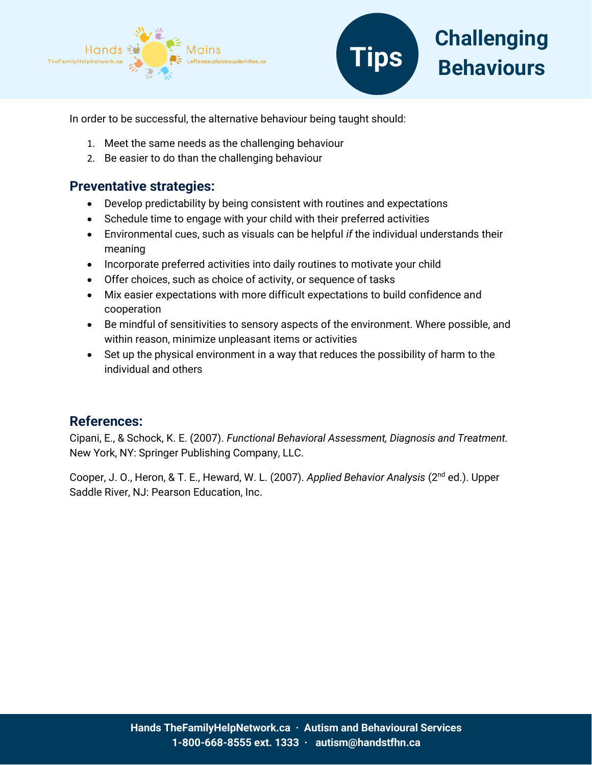In order to be successful, the alternative behaviour being taught should:

1. Meet the same needs as the challenging behaviour
2. Be easier to do than the challenging behaviour

## Preventative strategies:

- Develop predictability by being consistent with routines and expectations
- Schedule time to engage with your child with their preferred activities
- Environmental cues, such as visuals can be helpful *if* the individual understands their meaning
- Incorporate preferred activities into daily routines to motivate your child
- Offer choices, such as choice of activity, or sequence of tasks
- Mix easier expectations with more difficult expectations to build confidence and cooperation
- Be mindful of sensitivities to sensory aspects of the environment. Where possible, and within reason, minimize unpleasant items or activities
- Set up the physical environment in a way that reduces the possibility of harm to the individual and others

## References:

Cipani, E., & Schock, K. E. (2007). *Functional Behavioral Assessment, Diagnosis and Treatment.* New York, NY: Springer Publishing Company, LLC.

Cooper, J. O., Heron, & T. E., Heward, W. L. (2007). *Applied Behavior Analysis* (2nd ed.). Upper Saddle River, NJ: Pearson Education, Inc.